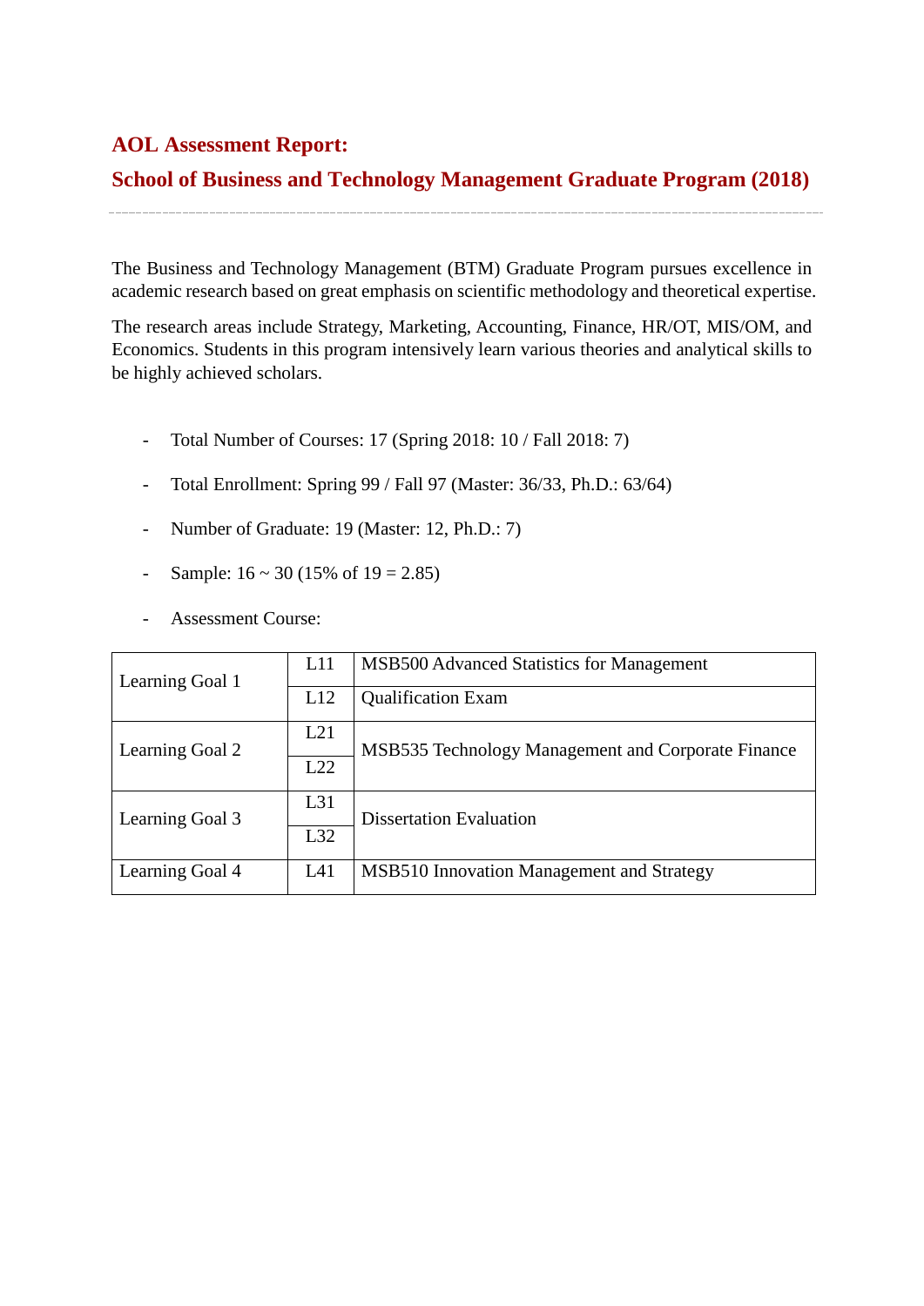# AOL Assessment Report:

## School of Business and Technology Management Graduate Program (2018)

---

The Business and Technology Management (BTM) Graduate Program pursues excellence in academic research based on great emphasis on scientific methodology and theoretical expertise.

The research areas include Strategy, Marketing, Accounting, Finance, HR/OT, MIS/OM, and Economics. Students in this program intensively learn various theories and analytical skills to be highly achieved scholars.

- Total Number of Courses: 17 (Spring 2018: 10 / Fall 2018: 7)
- Total Enrollment: Spring 99 / Fall 97 (Master: 36/33, Ph.D.: 63/64)
- Number of Graduate: 19 (Master: 12, Ph.D.: 7)
- Sample: 16 ~ 30 (15% of 19 = 2.85)
- Assessment Course:

| | | |
|---|---|---|
| Learning Goal 1 | L11 | MSB500 Advanced Statistics for Management |
| | L12 | Qualification Exam |
| Learning Goal 2 | L21 | MSB535 Technology Management and Corporate Finance |
| | L22 | |
| Learning Goal 3 | L31 | Dissertation Evaluation |
| | L32 | |
| Learning Goal 4 | L41 | MSB510 Innovation Management and Strategy |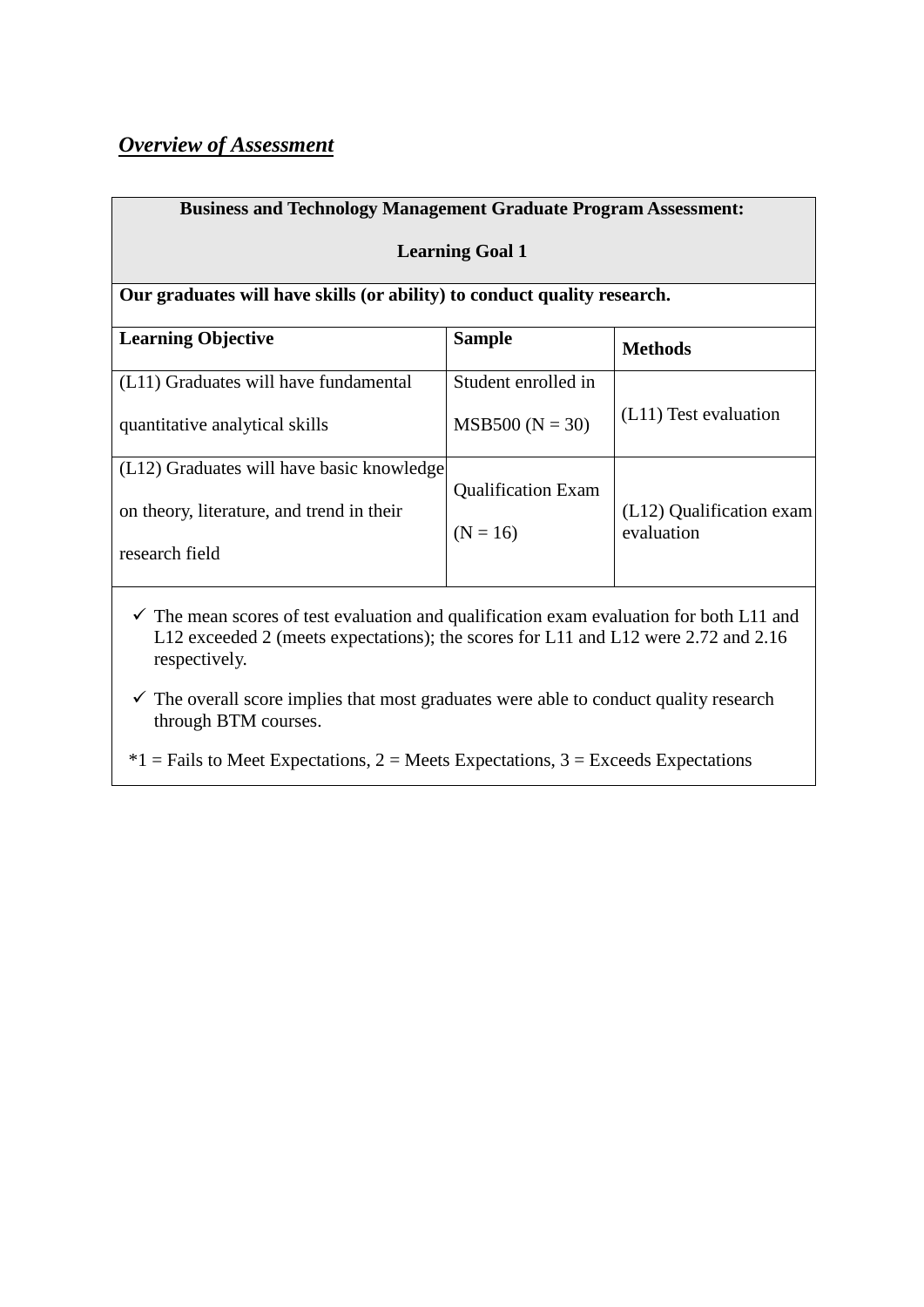***Overview of Assessment***

| **Business and Technology Management Graduate Program Assessment: Learning Goal 1** | | |
|---|---|---|
| **Our graduates will have skills (or ability) to conduct quality research.** | | |
| **Learning Objective** | **Sample** | **Methods** |
| (L11) Graduates will have fundamental quantitative analytical skills | Student enrolled in MSB500 (N = 30) | (L11) Test evaluation |
| (L12) Graduates will have basic knowledge on theory, literature, and trend in their research field | Qualification Exam (N = 16) | (L12) Qualification exam evaluation |

- ✓ The mean scores of test evaluation and qualification exam evaluation for both L11 and L12 exceeded 2 (meets expectations); the scores for L11 and L12 were 2.72 and 2.16 respectively.
- ✓ The overall score implies that most graduates were able to conduct quality research through BTM courses.

*1 = Fails to Meet Expectations, 2 = Meets Expectations, 3 = Exceeds Expectations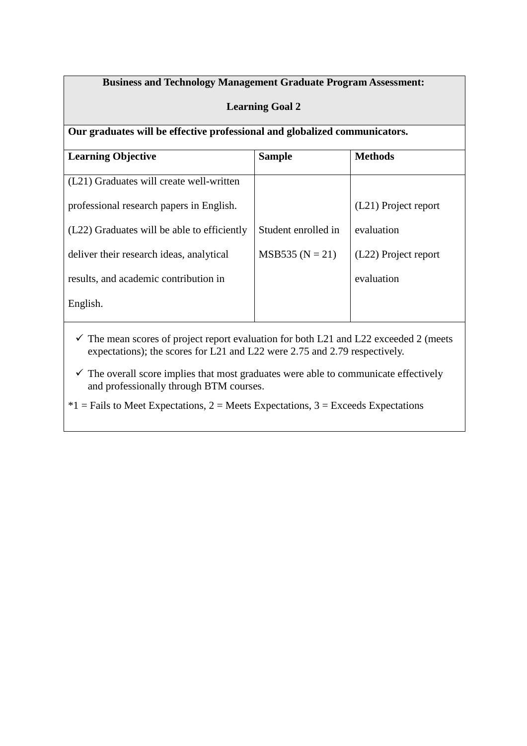| Business and Technology Management Graduate Program Assessment: Learning Goal 2 | | |
|---|---|---|
| **Our graduates will be effective professional and globalized communicators.** | | |
| **Learning Objective** | **Sample** | **Methods** |
| (L21) Graduates will create well-written professional research papers in English. (L22) Graduates will be able to efficiently deliver their research ideas, analytical results, and academic contribution in English. | Student enrolled in MSB535 (N = 21) | (L21) Project report evaluation (L22) Project report evaluation |

- ✓ The mean scores of project report evaluation for both L21 and L22 exceeded 2 (meets expectations); the scores for L21 and L22 were 2.75 and 2.79 respectively.
- ✓ The overall score implies that most graduates were able to communicate effectively and professionally through BTM courses.

*1 = Fails to Meet Expectations, 2 = Meets Expectations, 3 = Exceeds Expectations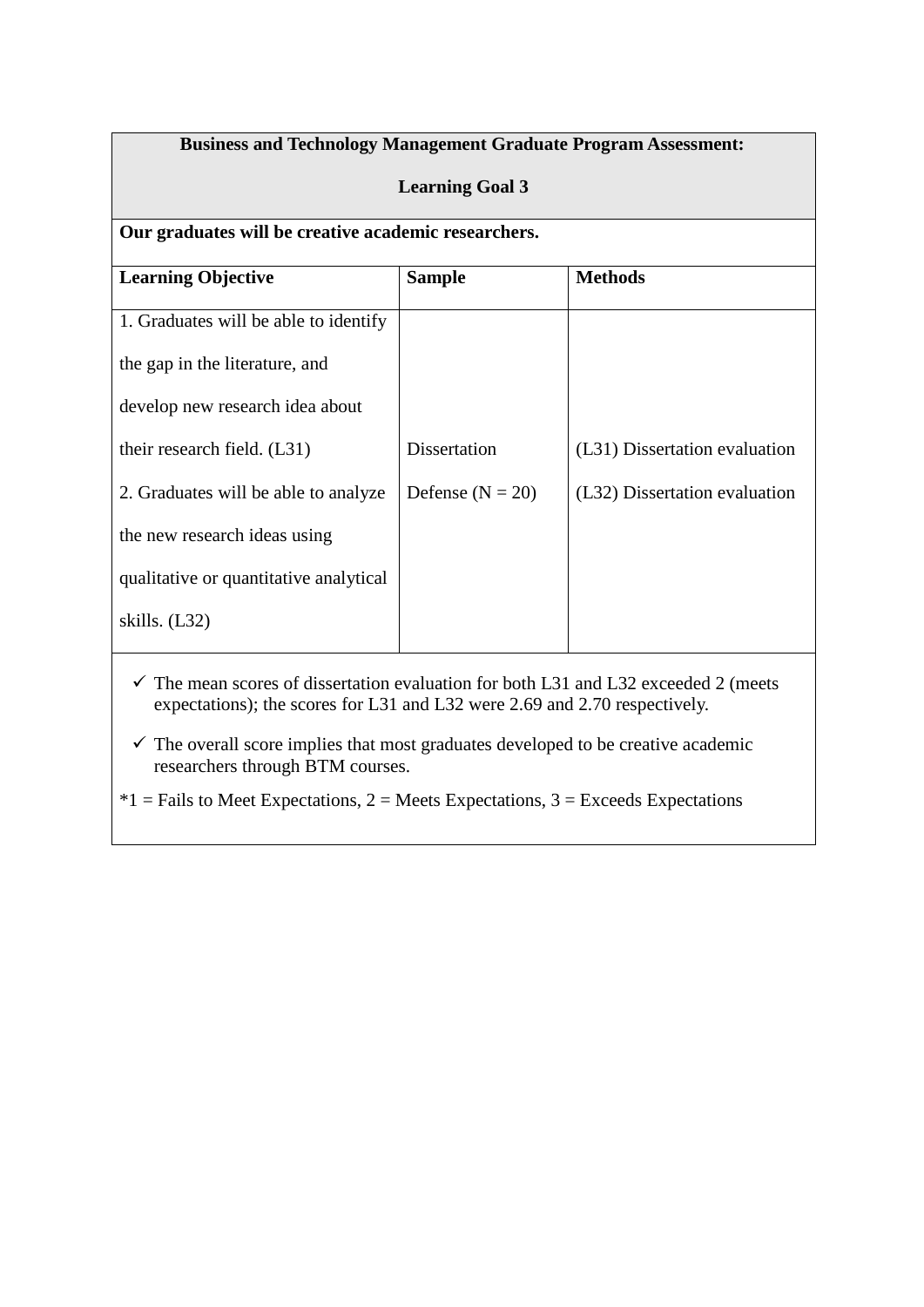**Business and Technology Management Graduate Program Assessment:**

**Learning Goal 3**

**Our graduates will be creative academic researchers.**

| **Learning Objective** | **Sample** | **Methods** |
|---|---|---|
| 1. Graduates will be able to identify the gap in the literature, and develop new research idea about their research field. (L31)<br>2. Graduates will be able to analyze the new research ideas using qualitative or quantitative analytical skills. (L32) | Dissertation Defense (N = 20) | (L31) Dissertation evaluation<br>(L32) Dissertation evaluation |

- ✓ The mean scores of dissertation evaluation for both L31 and L32 exceeded 2 (meets expectations); the scores for L31 and L32 were 2.69 and 2.70 respectively.
- ✓ The overall score implies that most graduates developed to be creative academic researchers through BTM courses.

*1 = Fails to Meet Expectations, 2 = Meets Expectations, 3 = Exceeds Expectations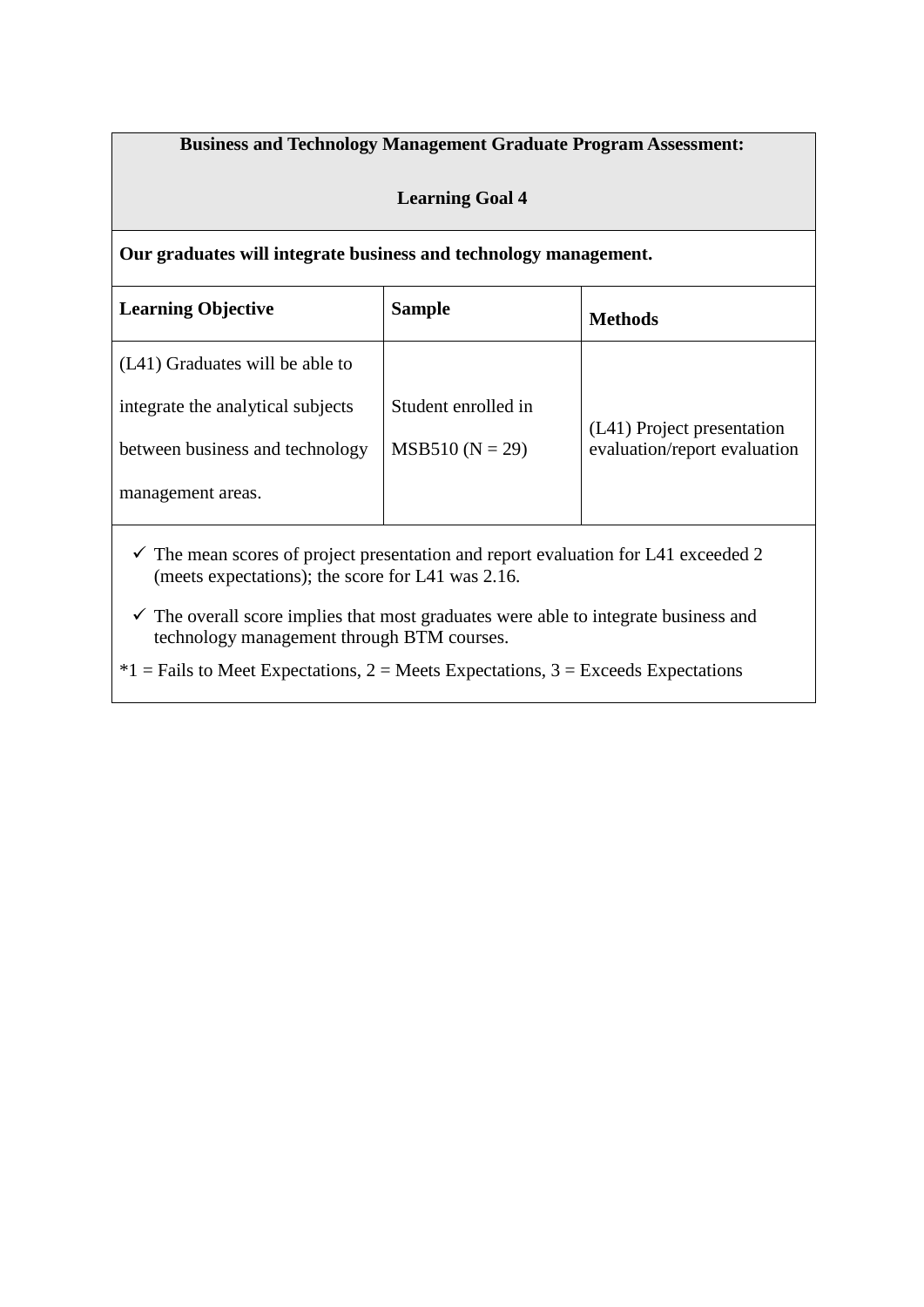| **Business and Technology Management Graduate Program Assessment:**<br><br>**Learning Goal 4** | | |
|---|---|---|
| **Our graduates will integrate business and technology management.** | | |
| **Learning Objective** | **Sample** | **Methods** |
| (L41) Graduates will be able to integrate the analytical subjects between business and technology management areas. | Student enrolled in MSB510 (N = 29) | (L41) Project presentation evaluation/report evaluation |

- ✓ The mean scores of project presentation and report evaluation for L41 exceeded 2 (meets expectations); the score for L41 was 2.16.
- ✓ The overall score implies that most graduates were able to integrate business and technology management through BTM courses.

*1 = Fails to Meet Expectations, 2 = Meets Expectations, 3 = Exceeds Expectations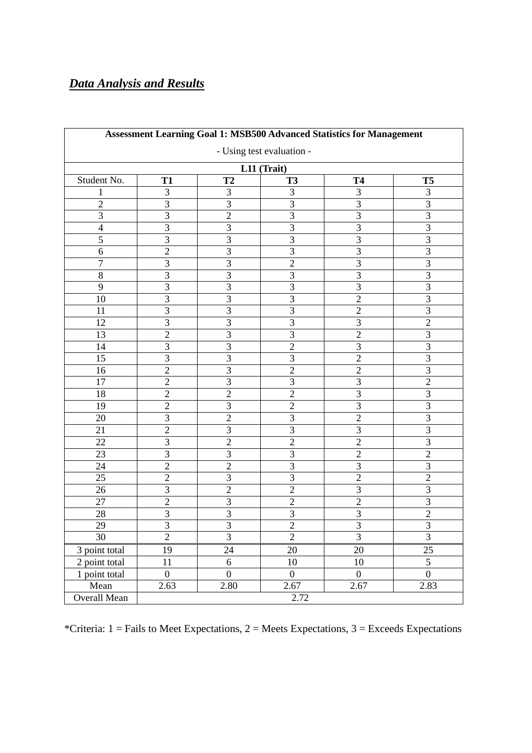***Data Analysis and Results***

| **Assessment Learning Goal 1: MSB500 Advanced Statistics for Management**<br>- Using test evaluation - | | | | | |
|---|---|---|---|---|---|
| **L11 (Trait)** | | | | | |
| Student No. | **T1** | **T2** | **T3** | **T4** | **T5** |
| 1 | 3 | 3 | 3 | 3 | 3 |
| 2 | 3 | 3 | 3 | 3 | 3 |
| 3 | 3 | 2 | 3 | 3 | 3 |
| 4 | 3 | 3 | 3 | 3 | 3 |
| 5 | 3 | 3 | 3 | 3 | 3 |
| 6 | 2 | 3 | 3 | 3 | 3 |
| 7 | 3 | 3 | 2 | 3 | 3 |
| 8 | 3 | 3 | 3 | 3 | 3 |
| 9 | 3 | 3 | 3 | 3 | 3 |
| 10 | 3 | 3 | 3 | 2 | 3 |
| 11 | 3 | 3 | 3 | 2 | 3 |
| 12 | 3 | 3 | 3 | 3 | 2 |
| 13 | 2 | 3 | 3 | 2 | 3 |
| 14 | 3 | 3 | 2 | 3 | 3 |
| 15 | 3 | 3 | 3 | 2 | 3 |
| 16 | 2 | 3 | 2 | 2 | 3 |
| 17 | 2 | 3 | 3 | 3 | 2 |
| 18 | 2 | 2 | 2 | 3 | 3 |
| 19 | 2 | 3 | 2 | 3 | 3 |
| 20 | 3 | 2 | 3 | 2 | 3 |
| 21 | 2 | 3 | 3 | 3 | 3 |
| 22 | 3 | 2 | 2 | 2 | 3 |
| 23 | 3 | 3 | 3 | 2 | 2 |
| 24 | 2 | 2 | 3 | 3 | 3 |
| 25 | 2 | 3 | 3 | 2 | 2 |
| 26 | 3 | 2 | 2 | 3 | 3 |
| 27 | 2 | 3 | 2 | 2 | 3 |
| 28 | 3 | 3 | 3 | 3 | 2 |
| 29 | 3 | 3 | 2 | 3 | 3 |
| 30 | 2 | 3 | 2 | 3 | 3 |
| 3 point total | 19 | 24 | 20 | 20 | 25 |
| 2 point total | 11 | 6 | 10 | 10 | 5 |
| 1 point total | 0 | 0 | 0 | 0 | 0 |
| Mean | 2.63 | 2.80 | 2.67 | 2.67 | 2.83 |
| Overall Mean | 2.72 | | | | |

*Criteria: 1 = Fails to Meet Expectations, 2 = Meets Expectations, 3 = Exceeds Expectations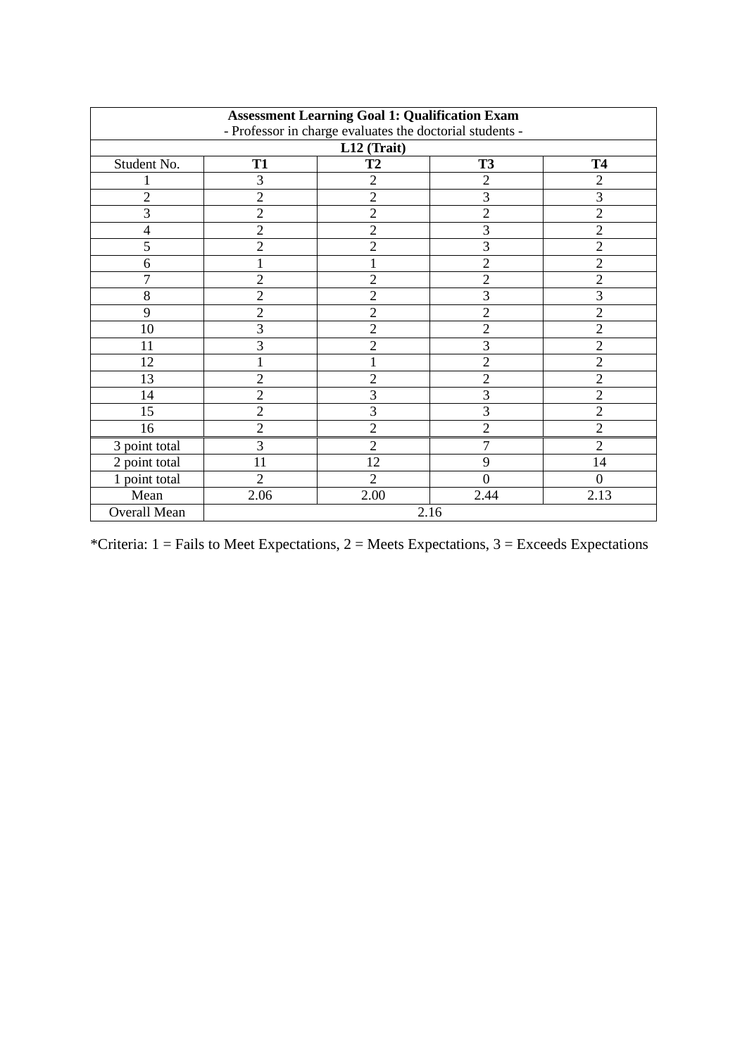| **Assessment Learning Goal 1: Qualification Exam**<br>- Professor in charge evaluates the doctorial students - | | | | |
|---|---|---|---|---|
| **L12 (Trait)** | | | | |
| Student No. | **T1** | **T2** | **T3** | **T4** |
| 1 | 3 | 2 | 2 | 2 |
| 2 | 2 | 2 | 3 | 3 |
| 3 | 2 | 2 | 2 | 2 |
| 4 | 2 | 2 | 3 | 2 |
| 5 | 2 | 2 | 3 | 2 |
| 6 | 1 | 1 | 2 | 2 |
| 7 | 2 | 2 | 2 | 2 |
| 8 | 2 | 2 | 3 | 3 |
| 9 | 2 | 2 | 2 | 2 |
| 10 | 3 | 2 | 2 | 2 |
| 11 | 3 | 2 | 3 | 2 |
| 12 | 1 | 1 | 2 | 2 |
| 13 | 2 | 2 | 2 | 2 |
| 14 | 2 | 3 | 3 | 2 |
| 15 | 2 | 3 | 3 | 2 |
| 16 | 2 | 2 | 2 | 2 |
| 3 point total | 3 | 2 | 7 | 2 |
| 2 point total | 11 | 12 | 9 | 14 |
| 1 point total | 2 | 2 | 0 | 0 |
| Mean | 2.06 | 2.00 | 2.44 | 2.13 |
| Overall Mean | 2.16 | | | |

*Criteria: 1 = Fails to Meet Expectations, 2 = Meets Expectations, 3 = Exceeds Expectations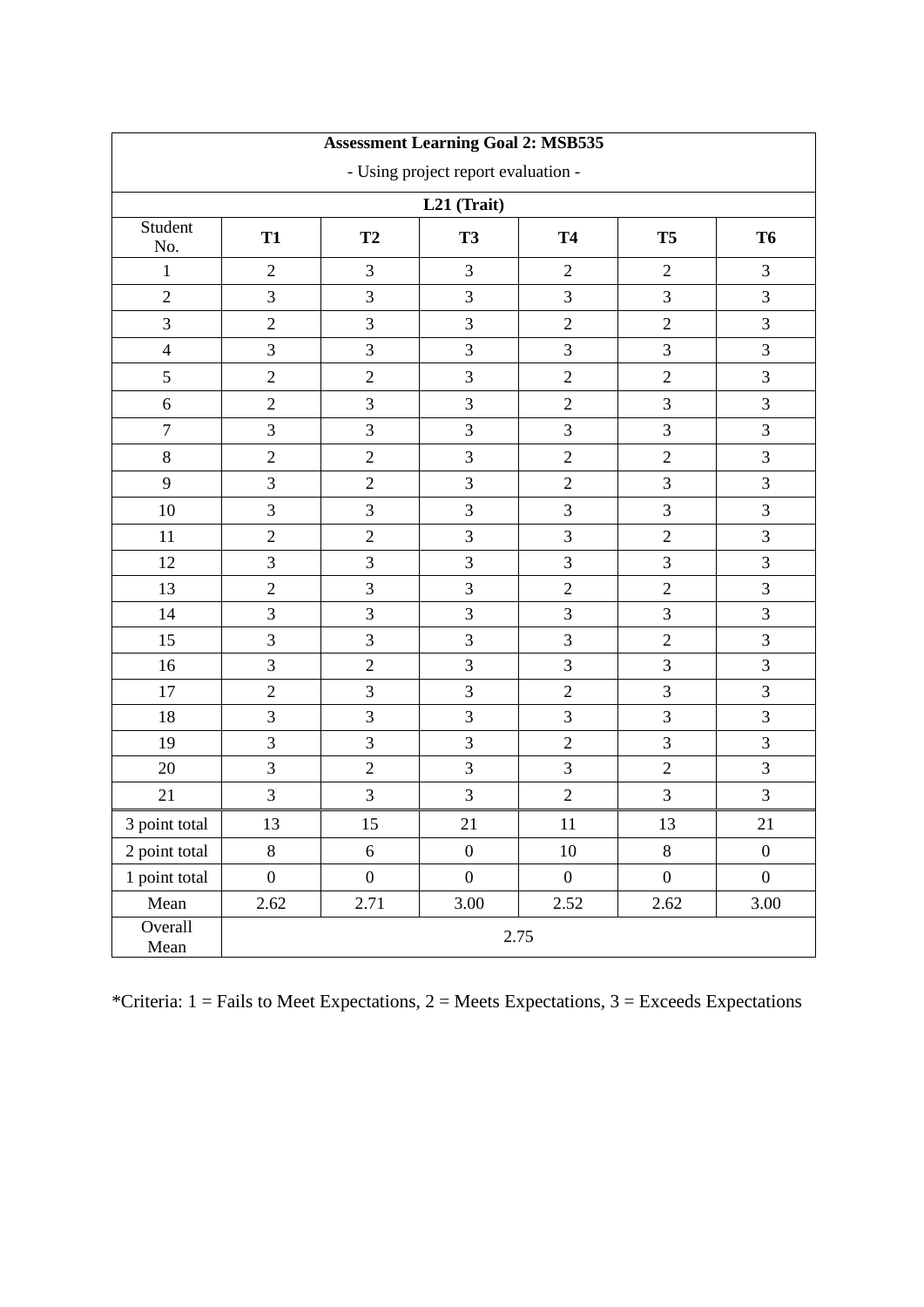| Assessment Learning Goal 2: MSB535<br>- Using project report evaluation - | | | | | | |
|---|---|---|---|---|---|---|
| L21 (Trait) | | | | | | |
| Student No. | **T1** | **T2** | **T3** | **T4** | **T5** | **T6** |
| 1 | 2 | 3 | 3 | 2 | 2 | 3 |
| 2 | 3 | 3 | 3 | 3 | 3 | 3 |
| 3 | 2 | 3 | 3 | 2 | 2 | 3 |
| 4 | 3 | 3 | 3 | 3 | 3 | 3 |
| 5 | 2 | 2 | 3 | 2 | 2 | 3 |
| 6 | 2 | 3 | 3 | 2 | 3 | 3 |
| 7 | 3 | 3 | 3 | 3 | 3 | 3 |
| 8 | 2 | 2 | 3 | 2 | 2 | 3 |
| 9 | 3 | 2 | 3 | 2 | 3 | 3 |
| 10 | 3 | 3 | 3 | 3 | 3 | 3 |
| 11 | 2 | 2 | 3 | 3 | 2 | 3 |
| 12 | 3 | 3 | 3 | 3 | 3 | 3 |
| 13 | 2 | 3 | 3 | 2 | 2 | 3 |
| 14 | 3 | 3 | 3 | 3 | 3 | 3 |
| 15 | 3 | 3 | 3 | 3 | 2 | 3 |
| 16 | 3 | 2 | 3 | 3 | 3 | 3 |
| 17 | 2 | 3 | 3 | 2 | 3 | 3 |
| 18 | 3 | 3 | 3 | 3 | 3 | 3 |
| 19 | 3 | 3 | 3 | 2 | 3 | 3 |
| 20 | 3 | 2 | 3 | 3 | 2 | 3 |
| 21 | 3 | 3 | 3 | 2 | 3 | 3 |
| 3 point total | 13 | 15 | 21 | 11 | 13 | 21 |
| 2 point total | 8 | 6 | 0 | 10 | 8 | 0 |
| 1 point total | 0 | 0 | 0 | 0 | 0 | 0 |
| Mean | 2.62 | 2.71 | 3.00 | 2.52 | 2.62 | 3.00 |
| Overall Mean | 2.75 | | | | | |

*Criteria: 1 = Fails to Meet Expectations, 2 = Meets Expectations, 3 = Exceeds Expectations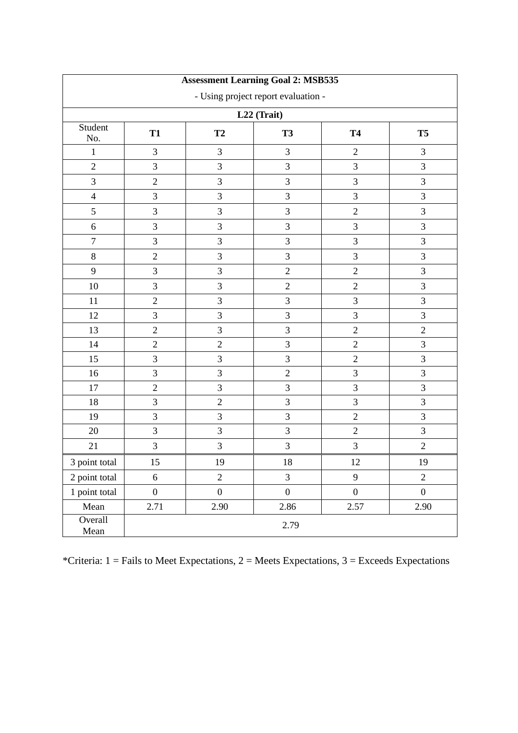| Assessment Learning Goal 2: MSB535 - Using project report evaluation - | | | | | |
|---|---|---|---|---|---|
| **L22 (Trait)** | | | | | |
| Student No. | **T1** | **T2** | **T3** | **T4** | **T5** |
| 1 | 3 | 3 | 3 | 2 | 3 |
| 2 | 3 | 3 | 3 | 3 | 3 |
| 3 | 2 | 3 | 3 | 3 | 3 |
| 4 | 3 | 3 | 3 | 3 | 3 |
| 5 | 3 | 3 | 3 | 2 | 3 |
| 6 | 3 | 3 | 3 | 3 | 3 |
| 7 | 3 | 3 | 3 | 3 | 3 |
| 8 | 2 | 3 | 3 | 3 | 3 |
| 9 | 3 | 3 | 2 | 2 | 3 |
| 10 | 3 | 3 | 2 | 2 | 3 |
| 11 | 2 | 3 | 3 | 3 | 3 |
| 12 | 3 | 3 | 3 | 3 | 3 |
| 13 | 2 | 3 | 3 | 2 | 2 |
| 14 | 2 | 2 | 3 | 2 | 3 |
| 15 | 3 | 3 | 3 | 2 | 3 |
| 16 | 3 | 3 | 2 | 3 | 3 |
| 17 | 2 | 3 | 3 | 3 | 3 |
| 18 | 3 | 2 | 3 | 3 | 3 |
| 19 | 3 | 3 | 3 | 2 | 3 |
| 20 | 3 | 3 | 3 | 2 | 3 |
| 21 | 3 | 3 | 3 | 3 | 2 |
| 3 point total | 15 | 19 | 18 | 12 | 19 |
| 2 point total | 6 | 2 | 3 | 9 | 2 |
| 1 point total | 0 | 0 | 0 | 0 | 0 |
| Mean | 2.71 | 2.90 | 2.86 | 2.57 | 2.90 |
| Overall Mean | 2.79 | | | | |

*Criteria: 1 = Fails to Meet Expectations, 2 = Meets Expectations, 3 = Exceeds Expectations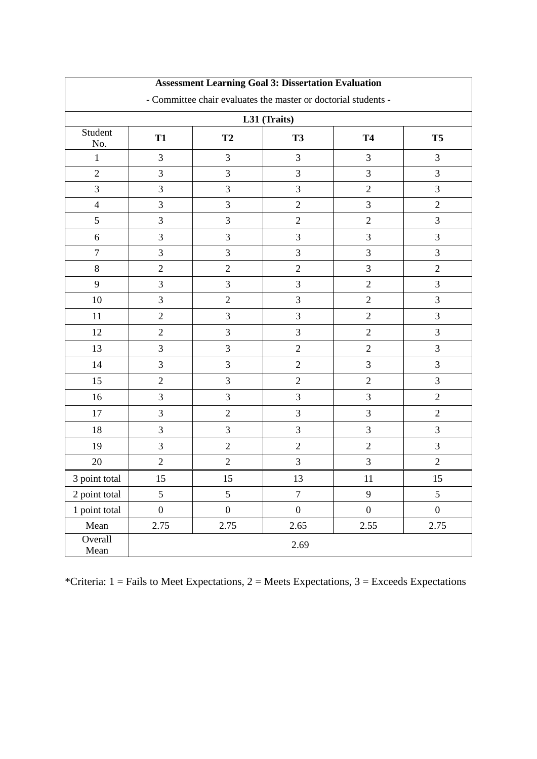| **Assessment Learning Goal 3: Dissertation Evaluation**<br>- Committee chair evaluates the master or doctorial students - | | | | | |
|---|---|---|---|---|---|
| **L31 (Traits)** | | | | | |
| Student No. | **T1** | **T2** | **T3** | **T4** | **T5** |
| 1 | 3 | 3 | 3 | 3 | 3 |
| 2 | 3 | 3 | 3 | 3 | 3 |
| 3 | 3 | 3 | 3 | 2 | 3 |
| 4 | 3 | 3 | 2 | 3 | 2 |
| 5 | 3 | 3 | 2 | 2 | 3 |
| 6 | 3 | 3 | 3 | 3 | 3 |
| 7 | 3 | 3 | 3 | 3 | 3 |
| 8 | 2 | 2 | 2 | 3 | 2 |
| 9 | 3 | 3 | 3 | 2 | 3 |
| 10 | 3 | 2 | 3 | 2 | 3 |
| 11 | 2 | 3 | 3 | 2 | 3 |
| 12 | 2 | 3 | 3 | 2 | 3 |
| 13 | 3 | 3 | 2 | 2 | 3 |
| 14 | 3 | 3 | 2 | 3 | 3 |
| 15 | 2 | 3 | 2 | 2 | 3 |
| 16 | 3 | 3 | 3 | 3 | 2 |
| 17 | 3 | 2 | 3 | 3 | 2 |
| 18 | 3 | 3 | 3 | 3 | 3 |
| 19 | 3 | 2 | 2 | 2 | 3 |
| 20 | 2 | 2 | 3 | 3 | 2 |
| 3 point total | 15 | 15 | 13 | 11 | 15 |
| 2 point total | 5 | 5 | 7 | 9 | 5 |
| 1 point total | 0 | 0 | 0 | 0 | 0 |
| Mean | 2.75 | 2.75 | 2.65 | 2.55 | 2.75 |
| Overall Mean | 2.69 | | | | |

*Criteria: 1 = Fails to Meet Expectations, 2 = Meets Expectations, 3 = Exceeds Expectations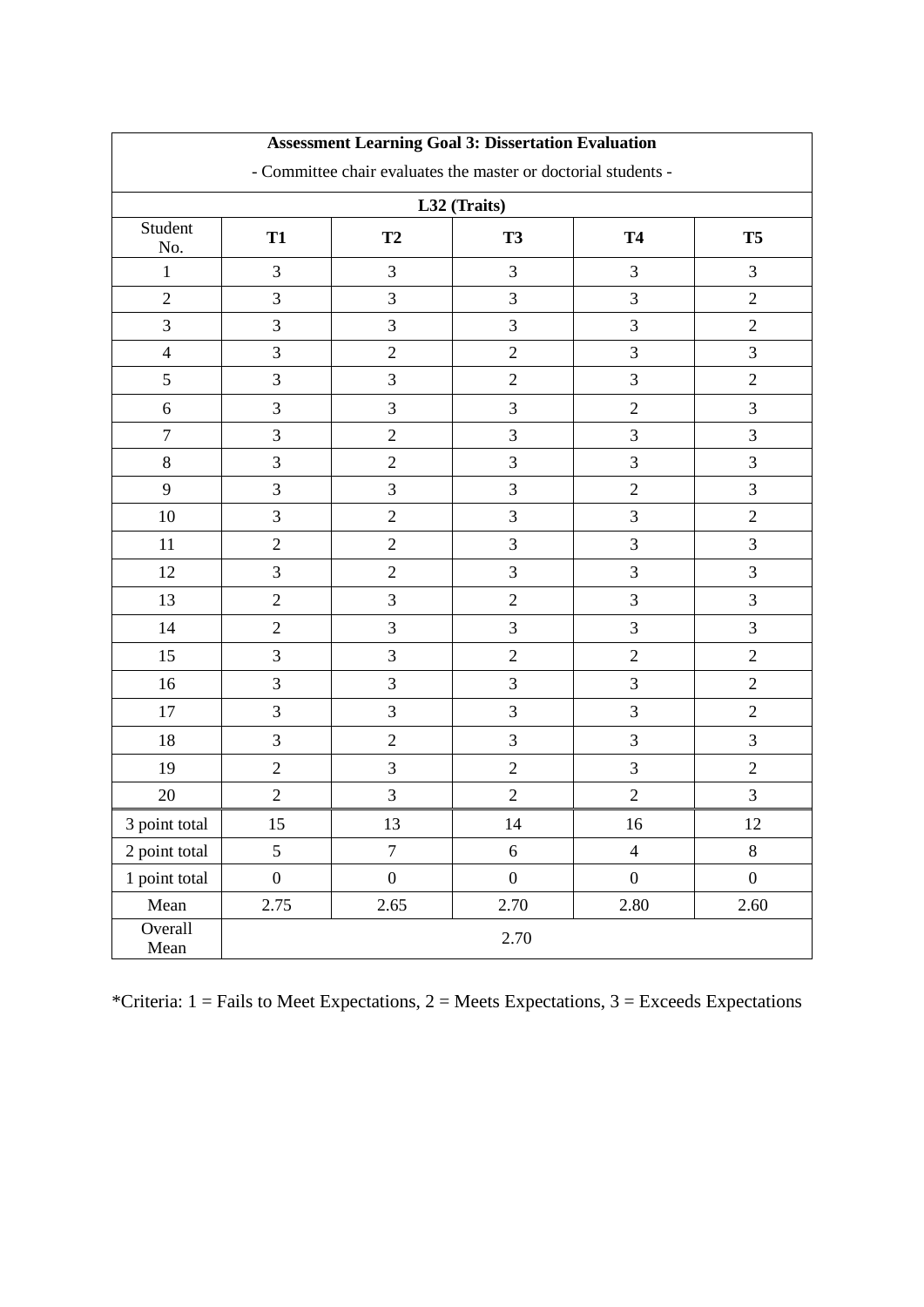| Assessment Learning Goal 3: Dissertation Evaluation<br>- Committee chair evaluates the master or doctorial students - | | | | | |
|---|---|---|---|---|---|
| L32 (Traits) | | | | | |
| Student No. | **T1** | **T2** | **T3** | **T4** | **T5** |
| 1 | 3 | 3 | 3 | 3 | 3 |
| 2 | 3 | 3 | 3 | 3 | 2 |
| 3 | 3 | 3 | 3 | 3 | 2 |
| 4 | 3 | 2 | 2 | 3 | 3 |
| 5 | 3 | 3 | 2 | 3 | 2 |
| 6 | 3 | 3 | 3 | 2 | 3 |
| 7 | 3 | 2 | 3 | 3 | 3 |
| 8 | 3 | 2 | 3 | 3 | 3 |
| 9 | 3 | 3 | 3 | 2 | 3 |
| 10 | 3 | 2 | 3 | 3 | 2 |
| 11 | 2 | 2 | 3 | 3 | 3 |
| 12 | 3 | 2 | 3 | 3 | 3 |
| 13 | 2 | 3 | 2 | 3 | 3 |
| 14 | 2 | 3 | 3 | 3 | 3 |
| 15 | 3 | 3 | 2 | 2 | 2 |
| 16 | 3 | 3 | 3 | 3 | 2 |
| 17 | 3 | 3 | 3 | 3 | 2 |
| 18 | 3 | 2 | 3 | 3 | 3 |
| 19 | 2 | 3 | 2 | 3 | 2 |
| 20 | 2 | 3 | 2 | 2 | 3 |
| 3 point total | 15 | 13 | 14 | 16 | 12 |
| 2 point total | 5 | 7 | 6 | 4 | 8 |
| 1 point total | 0 | 0 | 0 | 0 | 0 |
| Mean | 2.75 | 2.65 | 2.70 | 2.80 | 2.60 |
| Overall Mean | 2.70 | | | | |

*Criteria: 1 = Fails to Meet Expectations, 2 = Meets Expectations, 3 = Exceeds Expectations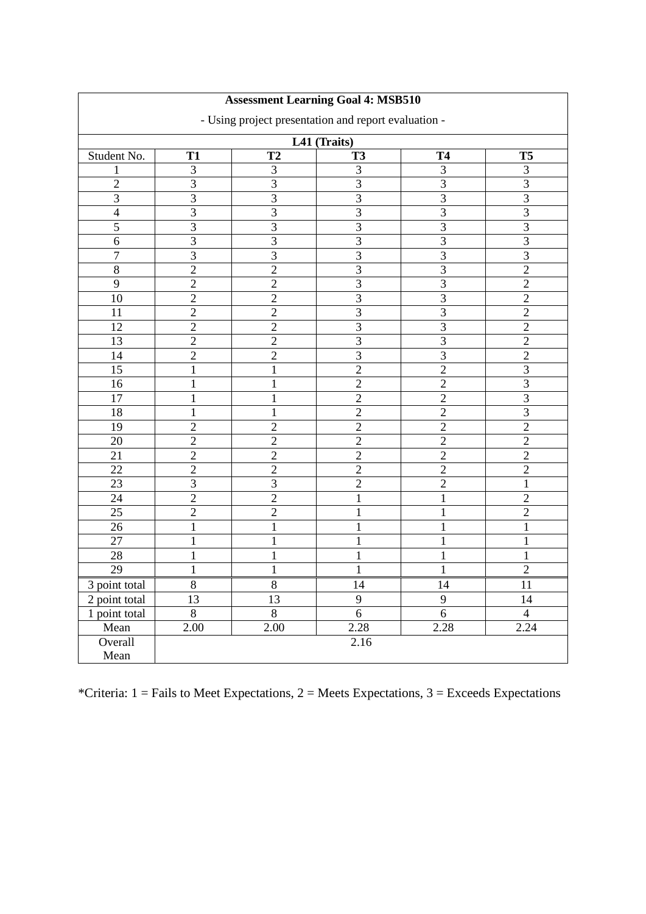| Assessment Learning Goal 4: MSB510<br>- Using project presentation and report evaluation - | | | | | |
|---|---|---|---|---|---|
| **L41 (Traits)** | | | | | |
| Student No. | **T1** | **T2** | **T3** | **T4** | **T5** |
| 1 | 3 | 3 | 3 | 3 | 3 |
| 2 | 3 | 3 | 3 | 3 | 3 |
| 3 | 3 | 3 | 3 | 3 | 3 |
| 4 | 3 | 3 | 3 | 3 | 3 |
| 5 | 3 | 3 | 3 | 3 | 3 |
| 6 | 3 | 3 | 3 | 3 | 3 |
| 7 | 3 | 3 | 3 | 3 | 3 |
| 8 | 2 | 2 | 3 | 3 | 2 |
| 9 | 2 | 2 | 3 | 3 | 2 |
| 10 | 2 | 2 | 3 | 3 | 2 |
| 11 | 2 | 2 | 3 | 3 | 2 |
| 12 | 2 | 2 | 3 | 3 | 2 |
| 13 | 2 | 2 | 3 | 3 | 2 |
| 14 | 2 | 2 | 3 | 3 | 2 |
| 15 | 1 | 1 | 2 | 2 | 3 |
| 16 | 1 | 1 | 2 | 2 | 3 |
| 17 | 1 | 1 | 2 | 2 | 3 |
| 18 | 1 | 1 | 2 | 2 | 3 |
| 19 | 2 | 2 | 2 | 2 | 2 |
| 20 | 2 | 2 | 2 | 2 | 2 |
| 21 | 2 | 2 | 2 | 2 | 2 |
| 22 | 2 | 2 | 2 | 2 | 2 |
| 23 | 3 | 3 | 2 | 2 | 1 |
| 24 | 2 | 2 | 1 | 1 | 2 |
| 25 | 2 | 2 | 1 | 1 | 2 |
| 26 | 1 | 1 | 1 | 1 | 1 |
| 27 | 1 | 1 | 1 | 1 | 1 |
| 28 | 1 | 1 | 1 | 1 | 1 |
| 29 | 1 | 1 | 1 | 1 | 2 |
| 3 point total | 8 | 8 | 14 | 14 | 11 |
| 2 point total | 13 | 13 | 9 | 9 | 14 |
| 1 point total | 8 | 8 | 6 | 6 | 4 |
| Mean | 2.00 | 2.00 | 2.28 | 2.28 | 2.24 |
| Overall Mean | 2.16 | | | | |

*Criteria: 1 = Fails to Meet Expectations, 2 = Meets Expectations, 3 = Exceeds Expectations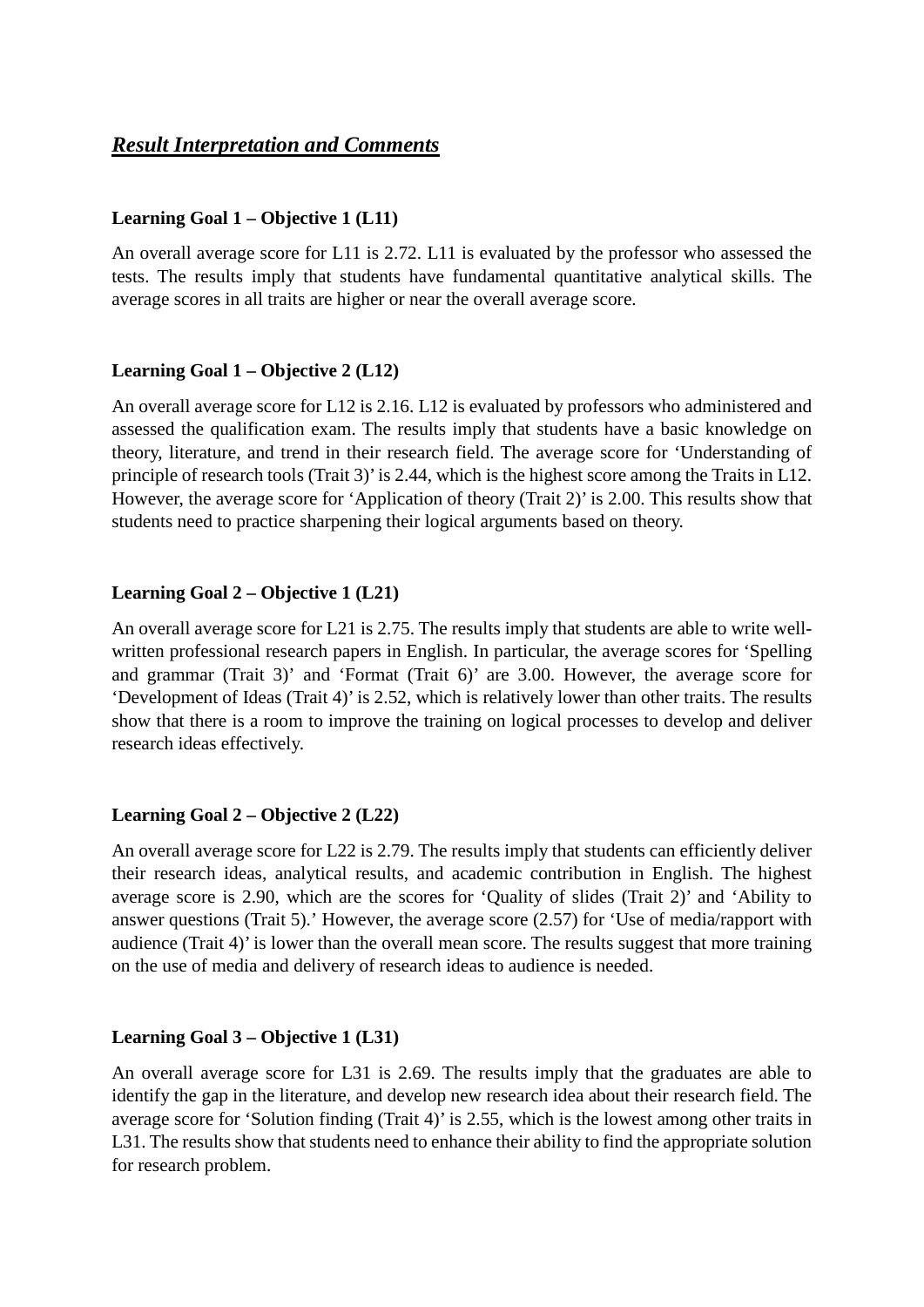## ***Result Interpretation and Comments***

**Learning Goal 1 – Objective 1 (L11)**

An overall average score for L11 is 2.72. L11 is evaluated by the professor who assessed the tests. The results imply that students have fundamental quantitative analytical skills. The average scores in all traits are higher or near the overall average score.

**Learning Goal 1 – Objective 2 (L12)**

An overall average score for L12 is 2.16. L12 is evaluated by professors who administered and assessed the qualification exam. The results imply that students have a basic knowledge on theory, literature, and trend in their research field. The average score for 'Understanding of principle of research tools (Trait 3)' is 2.44, which is the highest score among the Traits in L12. However, the average score for 'Application of theory (Trait 2)' is 2.00. This results show that students need to practice sharpening their logical arguments based on theory.

**Learning Goal 2 – Objective 1 (L21)**

An overall average score for L21 is 2.75. The results imply that students are able to write well-written professional research papers in English. In particular, the average scores for 'Spelling and grammar (Trait 3)' and 'Format (Trait 6)' are 3.00. However, the average score for 'Development of Ideas (Trait 4)' is 2.52, which is relatively lower than other traits. The results show that there is a room to improve the training on logical processes to develop and deliver research ideas effectively.

**Learning Goal 2 – Objective 2 (L22)**

An overall average score for L22 is 2.79. The results imply that students can efficiently deliver their research ideas, analytical results, and academic contribution in English. The highest average score is 2.90, which are the scores for 'Quality of slides (Trait 2)' and 'Ability to answer questions (Trait 5).' However, the average score (2.57) for 'Use of media/rapport with audience (Trait 4)' is lower than the overall mean score. The results suggest that more training on the use of media and delivery of research ideas to audience is needed.

**Learning Goal 3 – Objective 1 (L31)**

An overall average score for L31 is 2.69. The results imply that the graduates are able to identify the gap in the literature, and develop new research idea about their research field. The average score for 'Solution finding (Trait 4)' is 2.55, which is the lowest among other traits in L31. The results show that students need to enhance their ability to find the appropriate solution for research problem.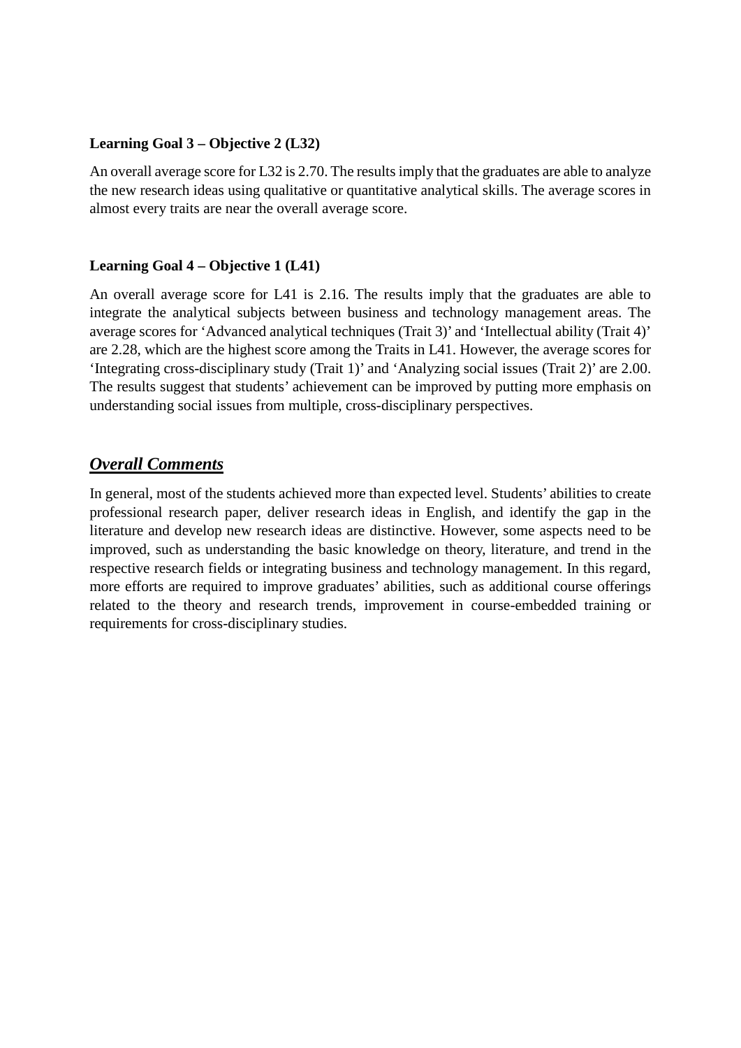**Learning Goal 3 – Objective 2 (L32)**

An overall average score for L32 is 2.70. The results imply that the graduates are able to analyze the new research ideas using qualitative or quantitative analytical skills. The average scores in almost every traits are near the overall average score.

**Learning Goal 4 – Objective 1 (L41)**

An overall average score for L41 is 2.16. The results imply that the graduates are able to integrate the analytical subjects between business and technology management areas. The average scores for 'Advanced analytical techniques (Trait 3)' and 'Intellectual ability (Trait 4)' are 2.28, which are the highest score among the Traits in L41. However, the average scores for 'Integrating cross-disciplinary study (Trait 1)' and 'Analyzing social issues (Trait 2)' are 2.00. The results suggest that students' achievement can be improved by putting more emphasis on understanding social issues from multiple, cross-disciplinary perspectives.

## ***Overall Comments***

In general, most of the students achieved more than expected level. Students' abilities to create professional research paper, deliver research ideas in English, and identify the gap in the literature and develop new research ideas are distinctive. However, some aspects need to be improved, such as understanding the basic knowledge on theory, literature, and trend in the respective research fields or integrating business and technology management. In this regard, more efforts are required to improve graduates' abilities, such as additional course offerings related to the theory and research trends, improvement in course-embedded training or requirements for cross-disciplinary studies.